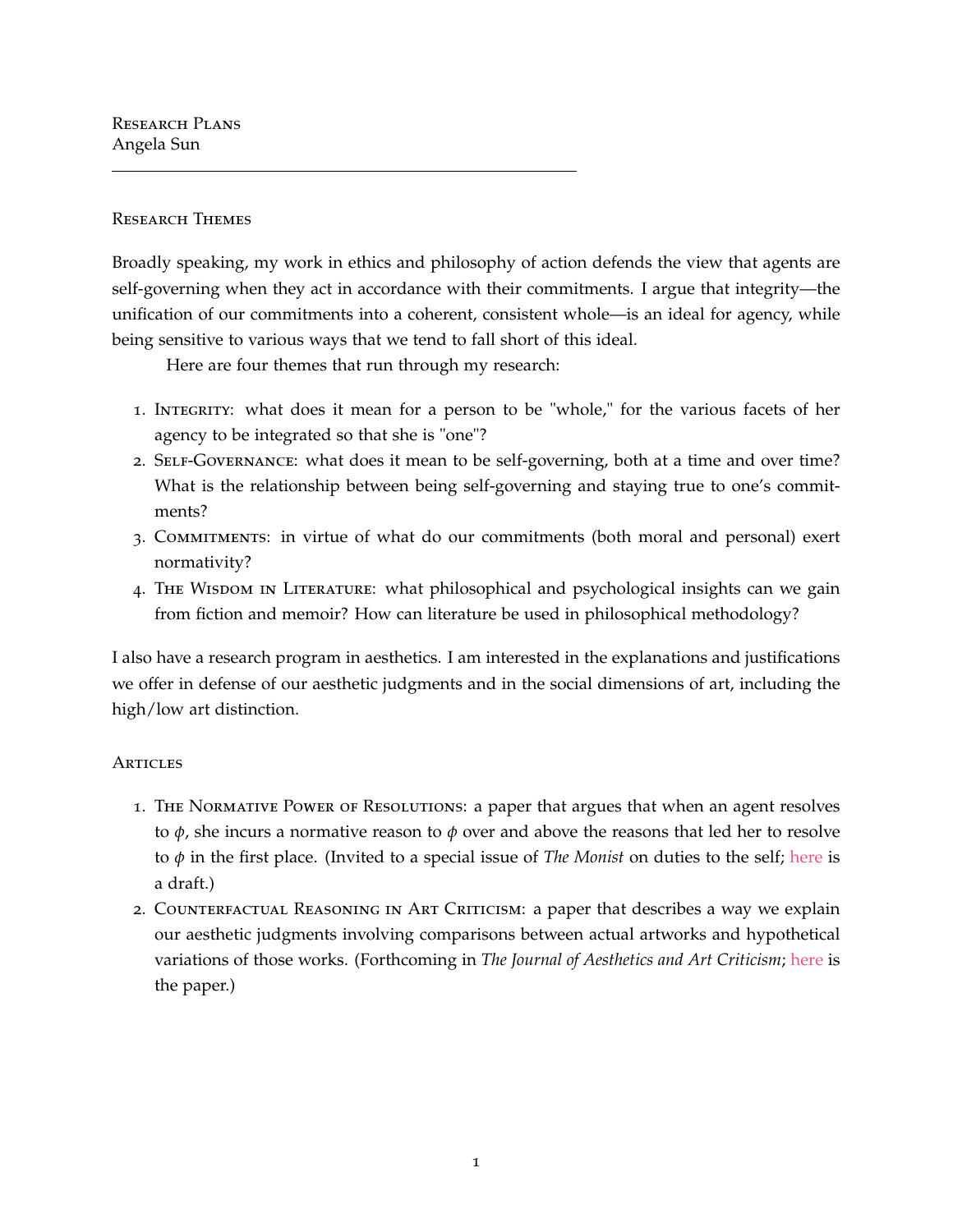# Research Plans

Angela Sun

---

## Research Themes

Broadly speaking, my work in ethics and philosophy of action defends the view that agents are self-governing when they act in accordance with their commitments. I argue that integrity—the unification of our commitments into a coherent, consistent whole—is an ideal for agency, while being sensitive to various ways that we tend to fall short of this ideal.

Here are four themes that run through my research:

1. Integrity: what does it mean for a person to be "whole," for the various facets of her agency to be integrated so that she is "one"?
2. Self-Governance: what does it mean to be self-governing, both at a time and over time? What is the relationship between being self-governing and staying true to one's commitments?
3. Commitments: in virtue of what do our commitments (both moral and personal) exert normativity?
4. The Wisdom in Literature: what philosophical and psychological insights can we gain from fiction and memoir? How can literature be used in philosophical methodology?

I also have a research program in aesthetics. I am interested in the explanations and justifications we offer in defense of our aesthetic judgments and in the social dimensions of art, including the high/low art distinction.

## Articles

1. The Normative Power of Resolutions: a paper that argues that when an agent resolves to $\phi$, she incurs a normative reason to $\phi$ over and above the reasons that led her to resolve to $\phi$ in the first place. (Invited to a special issue of *The Monist* on duties to the self; here is a draft.)
2. Counterfactual Reasoning in Art Criticism: a paper that describes a way we explain our aesthetic judgments involving comparisons between actual artworks and hypothetical variations of those works. (Forthcoming in *The Journal of Aesthetics and Art Criticism*; here is the paper.)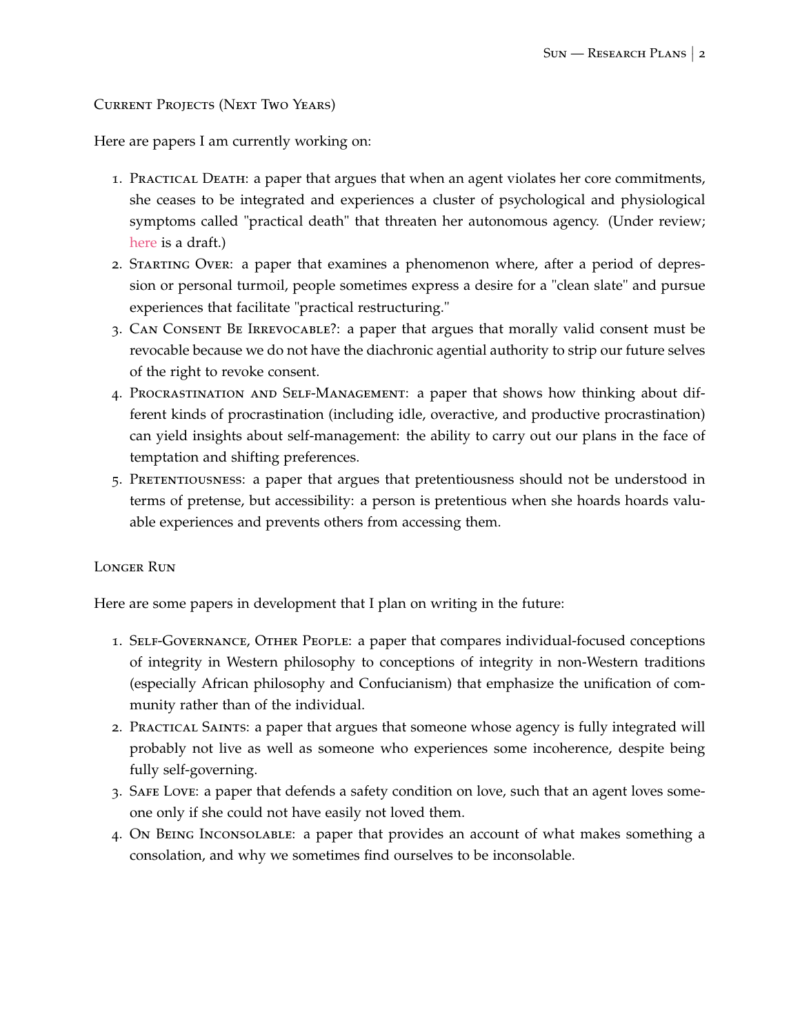## Current Projects (Next Two Years)

Here are papers I am currently working on:

1. Practical Death: a paper that argues that when an agent violates her core commitments, she ceases to be integrated and experiences a cluster of psychological and physiological symptoms called "practical death" that threaten her autonomous agency. (Under review; here is a draft.)
2. Starting Over: a paper that examines a phenomenon where, after a period of depression or personal turmoil, people sometimes express a desire for a "clean slate" and pursue experiences that facilitate "practical restructuring."
3. Can Consent Be Irrevocable?: a paper that argues that morally valid consent must be revocable because we do not have the diachronic agential authority to strip our future selves of the right to revoke consent.
4. Procrastination and Self-Management: a paper that shows how thinking about different kinds of procrastination (including idle, overactive, and productive procrastination) can yield insights about self-management: the ability to carry out our plans in the face of temptation and shifting preferences.
5. Pretentiousness: a paper that argues that pretentiousness should not be understood in terms of pretense, but accessibility: a person is pretentious when she hoards hoards valuable experiences and prevents others from accessing them.

## Longer Run

Here are some papers in development that I plan on writing in the future:

1. Self-Governance, Other People: a paper that compares individual-focused conceptions of integrity in Western philosophy to conceptions of integrity in non-Western traditions (especially African philosophy and Confucianism) that emphasize the unification of community rather than of the individual.
2. Practical Saints: a paper that argues that someone whose agency is fully integrated will probably not live as well as someone who experiences some incoherence, despite being fully self-governing.
3. Safe Love: a paper that defends a safety condition on love, such that an agent loves someone only if she could not have easily not loved them.
4. On Being Inconsolable: a paper that provides an account of what makes something a consolation, and why we sometimes find ourselves to be inconsolable.